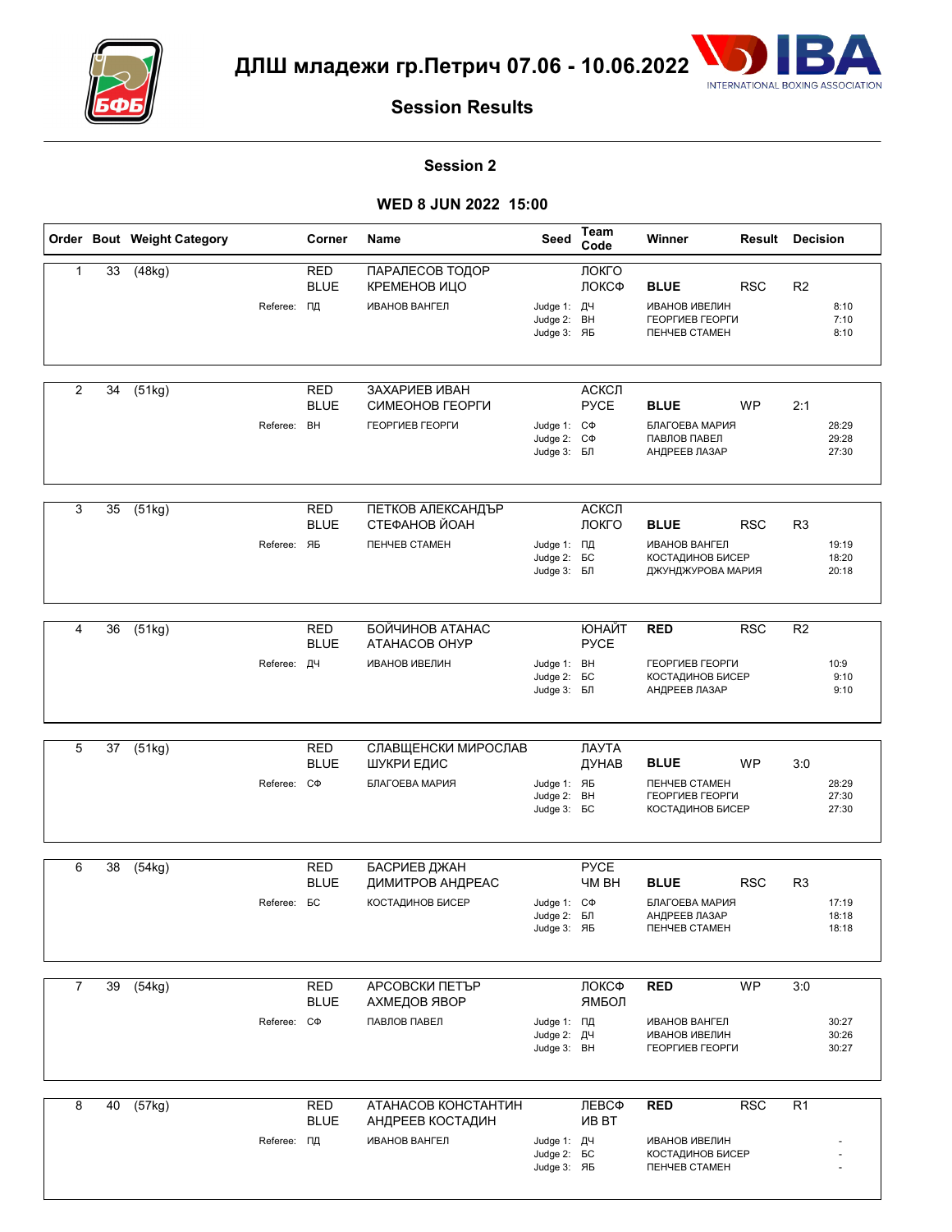# ДЛШ младежи гр.Петрич 07.06 - 10.06.2022

## Session Results

### Session 2

### WED 8 JUN 2022 15:00

| Order | Bout | Weight Category | Corner | Name | Seed | Team Code | Winner | Result | Decision |
|---|---|---|---|---|---|---|---|---|---|
| 1 | 33 | (48kg) | RED | ПАРАЛЕСОВ ТОДОР | | ЛОКГО | | | |
| | | | BLUE | КРЕМЕНОВ ИЦО | | ЛОКСФ | **BLUE** | RSC | R2 |
| | | Referee: | ПД | ИВАНОВ ВАНГЕЛ | Judge 1: | ДЧ | ИВАНОВ ИВЕЛИН | | 8:10 |
| | | | | | Judge 2: | ВН | ГЕОРГИЕВ ГЕОРГИ | | 7:10 |
| | | | | | Judge 3: | ЯБ | ПЕНЧЕВ СТАМЕН | | 8:10 |
| 2 | 34 | (51kg) | RED | ЗАХАРИЕВ ИВАН | | АСКСЛ | | | |
| | | | BLUE | СИМЕОНОВ ГЕОРГИ | | РУСЕ | **BLUE** | WP | 2:1 |
| | | Referee: | ВН | ГЕОРГИЕВ ГЕОРГИ | Judge 1: | СФ | БЛАГОЕВА МАРИЯ | | 28:29 |
| | | | | | Judge 2: | СФ | ПАВЛОВ ПАВЕЛ | | 29:28 |
| | | | | | Judge 3: | БЛ | АНДРЕЕВ ЛАЗАР | | 27:30 |
| 3 | 35 | (51kg) | RED | ПЕТКОВ АЛЕКСАНДЪР | | АСКСЛ | | | |
| | | | BLUE | СТЕФАНОВ ЙОАН | | ЛОКГО | **BLUE** | RSC | R3 |
| | | Referee: | ЯБ | ПЕНЧЕВ СТАМЕН | Judge 1: | ПД | ИВАНОВ ВАНГЕЛ | | 19:19 |
| | | | | | Judge 2: | БС | КОСТАДИНОВ БИСЕР | | 18:20 |
| | | | | | Judge 3: | БЛ | ДЖУНДЖУРОВА МАРИЯ | | 20:18 |
| 4 | 36 | (51kg) | RED | БОЙЧИНОВ АТАНАС | | ЮНАЙТ | **RED** | RSC | R2 |
| | | | BLUE | АТАНАСОВ ОНУР | | РУСЕ | | | |
| | | Referee: | ДЧ | ИВАНОВ ИВЕЛИН | Judge 1: | ВН | ГЕОРГИЕВ ГЕОРГИ | | 10:9 |
| | | | | | Judge 2: | БС | КОСТАДИНОВ БИСЕР | | 9:10 |
| | | | | | Judge 3: | БЛ | АНДРЕЕВ ЛАЗАР | | 9:10 |
| 5 | 37 | (51kg) | RED | СЛАВЩЕНСКИ МИРОСЛАВ | | ЛАУТА | | | |
| | | | BLUE | ШУКРИ ЕДИС | | ДУНАВ | **BLUE** | WP | 3:0 |
| | | Referee: | СФ | БЛАГОЕВА МАРИЯ | Judge 1: | ЯБ | ПЕНЧЕВ СТАМЕН | | 28:29 |
| | | | | | Judge 2: | ВН | ГЕОРГИЕВ ГЕОРГИ | | 27:30 |
| | | | | | Judge 3: | БС | КОСТАДИНОВ БИСЕР | | 27:30 |
| 6 | 38 | (54kg) | RED | БАСРИЕВ ДЖАН | | РУСЕ | | | |
| | | | BLUE | ДИМИТРОВ АНДРЕАС | | ЧМ ВН | **BLUE** | RSC | R3 |
| | | Referee: | БС | КОСТАДИНОВ БИСЕР | Judge 1: | СФ | БЛАГОЕВА МАРИЯ | | 17:19 |
| | | | | | Judge 2: | БЛ | АНДРЕЕВ ЛАЗАР | | 18:18 |
| | | | | | Judge 3: | ЯБ | ПЕНЧЕВ СТАМЕН | | 18:18 |
| 7 | 39 | (54kg) | RED | АРСОВСКИ ПЕТЪР | | ЛОКСФ | **RED** | WP | 3:0 |
| | | | BLUE | АХМЕДОВ ЯВОР | | ЯМБОЛ | | | |
| | | Referee: | СФ | ПАВЛОВ ПАВЕЛ | Judge 1: | ПД | ИВАНОВ ВАНГЕЛ | | 30:27 |
| | | | | | Judge 2: | ДЧ | ИВАНОВ ИВЕЛИН | | 30:26 |
| | | | | | Judge 3: | ВН | ГЕОРГИЕВ ГЕОРГИ | | 30:27 |
| 8 | 40 | (57kg) | RED | АТАНАСОВ КОНСТАНТИН | | ЛЕВСФ | **RED** | RSC | R1 |
| | | | BLUE | АНДРЕЕВ КОСТАДИН | | ИВ ВТ | | | |
| | | Referee: | ПД | ИВАНОВ ВАНГЕЛ | Judge 1: | ДЧ | ИВАНОВ ИВЕЛИН | | - |
| | | | | | Judge 2: | БС | КОСТАДИНОВ БИСЕР | | - |
| | | | | | Judge 3: | ЯБ | ПЕНЧЕВ СТАМЕН | | - |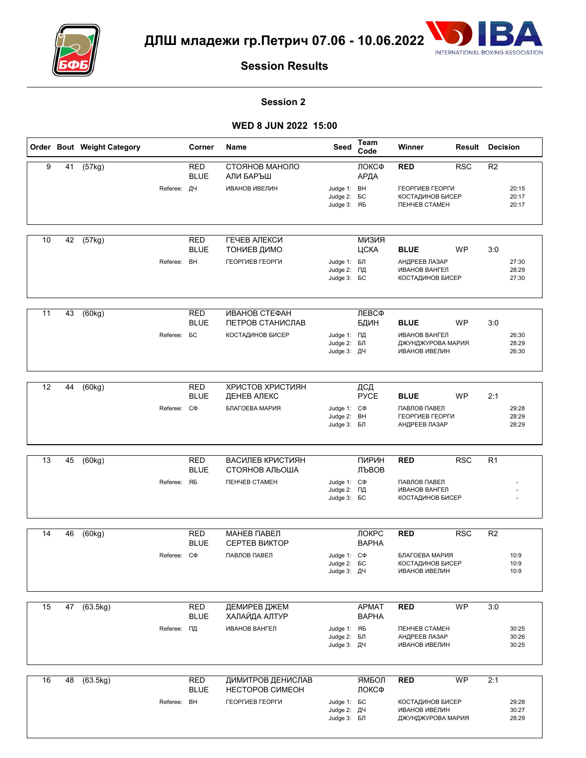# ДЛШ младежи гр.Петрич 07.06 - 10.06.2022

## Session Results

### Session 2

### WED 8 JUN 2022 15:00

| Order | Bout | Weight Category | Corner | Name | Seed | Team Code | Winner | Result | Decision |
|---|---|---|---|---|---|---|---|---|---|
| 9 | 41 | (57kg) | RED | СТОЯНОВ МАНОЛО | | ЛОКСФ | RED | RSC | R2 |
| | | | BLUE | АЛИ БАРЪШ | | АРДА | | | |
| | | Referee: | ДЧ | ИВАНОВ ИВЕЛИН | Judge 1: | ВН | ГЕОРГИЕВ ГЕОРГИ | | 20:15 |
| | | | | | Judge 2: | БС | КОСТАДИНОВ БИСЕР | | 20:17 |
| | | | | | Judge 3: | ЯБ | ПЕНЧЕВ СТАМЕН | | 20:17 |
| 10 | 42 | (57kg) | RED | ГЕЧЕВ АЛЕКСИ | | МИЗИЯ | | | |
| | | | BLUE | ТОНИЕВ ДИМО | | ЦСКА | BLUE | WP | 3:0 |
| | | Referee: | ВН | ГЕОРГИЕВ ГЕОРГИ | Judge 1: | БЛ | АНДРЕЕВ ЛАЗАР | | 27:30 |
| | | | | | Judge 2: | ПД | ИВАНОВ ВАНГЕЛ | | 28:29 |
| | | | | | Judge 3: | БС | КОСТАДИНОВ БИСЕР | | 27:30 |
| 11 | 43 | (60kg) | RED | ИВАНОВ СТЕФАН | | ЛЕВСФ | | | |
| | | | BLUE | ПЕТРОВ СТАНИСЛАВ | | БДИН | BLUE | WP | 3:0 |
| | | Referee: | БС | КОСТАДИНОВ БИСЕР | Judge 1: | ПД | ИВАНОВ ВАНГЕЛ | | 26:30 |
| | | | | | Judge 2: | БЛ | ДЖУНДЖУРОВА МАРИЯ | | 28:29 |
| | | | | | Judge 3: | ДЧ | ИВАНОВ ИВЕЛИН | | 26:30 |
| 12 | 44 | (60kg) | RED | ХРИСТОВ ХРИСТИЯН | | ДСД | | | |
| | | | BLUE | ДЕНЕВ АЛЕКС | | РУСЕ | BLUE | WP | 2:1 |
| | | Referee: | СФ | БЛАГОЕВА МАРИЯ | Judge 1: | СФ | ПАВЛОВ ПАВЕЛ | | 29:28 |
| | | | | | Judge 2: | ВН | ГЕОРГИЕВ ГЕОРГИ | | 28:29 |
| | | | | | Judge 3: | БЛ | АНДРЕЕВ ЛАЗАР | | 28:29 |
| 13 | 45 | (60kg) | RED | ВАСИЛЕВ КРИСТИЯН | | ПИРИН | RED | RSC | R1 |
| | | | BLUE | СТОЯНОВ АЛЬОША | | ЛЪВОВ | | | |
| | | Referee: | ЯБ | ПЕНЧЕВ СТАМЕН | Judge 1: | СФ | ПАВЛОВ ПАВЕЛ | | - |
| | | | | | Judge 2: | ПД | ИВАНОВ ВАНГЕЛ | | - |
| | | | | | Judge 3: | БС | КОСТАДИНОВ БИСЕР | | - |
| 14 | 46 | (60kg) | RED | МАНЕВ ПАВЕЛ | | ЛОКРС | RED | RSC | R2 |
| | | | BLUE | СЕРТЕВ ВИКТОР | | ВАРНА | | | |
| | | Referee: | СФ | ПАВЛОВ ПАВЕЛ | Judge 1: | СФ | БЛАГОЕВА МАРИЯ | | 10:9 |
| | | | | | Judge 2: | БС | КОСТАДИНОВ БИСЕР | | 10:9 |
| | | | | | Judge 3: | ДЧ | ИВАНОВ ИВЕЛИН | | 10:9 |
| 15 | 47 | (63.5kg) | RED | ДЕМИРЕВ ДЖЕМ | | АРМАТ | RED | WP | 3:0 |
| | | | BLUE | ХАЛАЙДА АЛТУР | | ВАРНА | | | |
| | | Referee: | ПД | ИВАНОВ ВАНГЕЛ | Judge 1: | ЯБ | ПЕНЧЕВ СТАМЕН | | 30:25 |
| | | | | | Judge 2: | БЛ | АНДРЕЕВ ЛАЗАР | | 30:26 |
| | | | | | Judge 3: | ДЧ | ИВАНОВ ИВЕЛИН | | 30:25 |
| 16 | 48 | (63.5kg) | RED | ДИМИТРОВ ДЕНИСЛАВ | | ЯМБОЛ | RED | WP | 2:1 |
| | | | BLUE | НЕСТОРОВ СИМЕОН | | ЛОКСФ | | | |
| | | Referee: | ВН | ГЕОРГИЕВ ГЕОРГИ | Judge 1: | БС | КОСТАДИНОВ БИСЕР | | 29:28 |
| | | | | | Judge 2: | ДЧ | ИВАНОВ ИВЕЛИН | | 30:27 |
| | | | | | Judge 3: | БЛ | ДЖУНДЖУРОВА МАРИЯ | | 28:29 |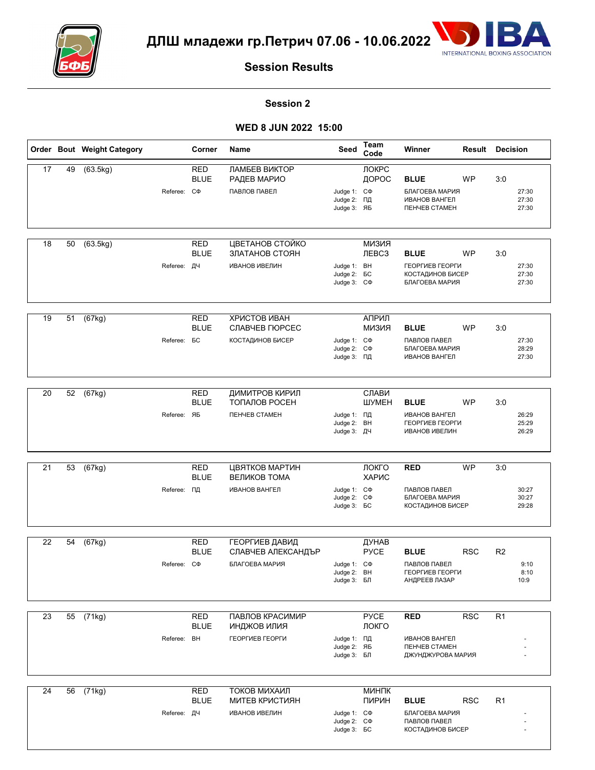# ДЛШ младежи гр.Петрич 07.06 - 10.06.2022

## Session Results

### Session 2

### WED 8 JUN 2022 15:00

| Order | Bout | Weight Category | Corner | Name | Seed | Team Code | Winner | Result | Decision |
|---|---|---|---|---|---|---|---|---|---|
| 17 | 49 | (63.5kg) | RED | ЛАМБЕВ ВИКТОР | | ЛОКРС | | | |
| | | | BLUE | РАДЕВ МАРИО | | ДОРОС | BLUE | WP | 3:0 |
| | | Referee: | СФ | ПАВЛОВ ПАВЕЛ | Judge 1: | СФ | БЛАГОЕВА МАРИЯ | | 27:30 |
| | | | | | Judge 2: | ПД | ИВАНОВ ВАНГЕЛ | | 27:30 |
| | | | | | Judge 3: | ЯБ | ПЕНЧЕВ СТАМЕН | | 27:30 |
| 18 | 50 | (63.5kg) | RED | ЦВЕТАНОВ СТОЙКО | | МИЗИЯ | | | |
| | | | BLUE | ЗЛАТАНОВ СТОЯН | | ЛЕВСЗ | BLUE | WP | 3:0 |
| | | Referee: | ДЧ | ИВАНОВ ИВЕЛИН | Judge 1: | ВН | ГЕОРГИЕВ ГЕОРГИ | | 27:30 |
| | | | | | Judge 2: | БС | КОСТАДИНОВ БИСЕР | | 27:30 |
| | | | | | Judge 3: | СФ | БЛАГОЕВА МАРИЯ | | 27:30 |
| 19 | 51 | (67kg) | RED | ХРИСТОВ ИВАН | | АПРИЛ | | | |
| | | | BLUE | СЛАВЧЕВ ГЮРСЕС | | МИЗИЯ | BLUE | WP | 3:0 |
| | | Referee: | БС | КОСТАДИНОВ БИСЕР | Judge 1: | СФ | ПАВЛОВ ПАВЕЛ | | 27:30 |
| | | | | | Judge 2: | СФ | БЛАГОЕВА МАРИЯ | | 28:29 |
| | | | | | Judge 3: | ПД | ИВАНОВ ВАНГЕЛ | | 27:30 |
| 20 | 52 | (67kg) | RED | ДИМИТРОВ КИРИЛ | | СЛАВИ | | | |
| | | | BLUE | ТОПАЛОВ РОСЕН | | ШУМЕН | BLUE | WP | 3:0 |
| | | Referee: | ЯБ | ПЕНЧЕВ СТАМЕН | Judge 1: | ПД | ИВАНОВ ВАНГЕЛ | | 26:29 |
| | | | | | Judge 2: | ВН | ГЕОРГИЕВ ГЕОРГИ | | 25:29 |
| | | | | | Judge 3: | ДЧ | ИВАНОВ ИВЕЛИН | | 26:29 |
| 21 | 53 | (67kg) | RED | ЦВЯТКОВ МАРТИН | | ЛОКГО | RED | WP | 3:0 |
| | | | BLUE | ВЕЛИКОВ ТОМА | | ХАРИС | | | |
| | | Referee: | ПД | ИВАНОВ ВАНГЕЛ | Judge 1: | СФ | ПАВЛОВ ПАВЕЛ | | 30:27 |
| | | | | | Judge 2: | СФ | БЛАГОЕВА МАРИЯ | | 30:27 |
| | | | | | Judge 3: | БС | КОСТАДИНОВ БИСЕР | | 29:28 |
| 22 | 54 | (67kg) | RED | ГЕОРГИЕВ ДАВИД | | ДУНАВ | | | |
| | | | BLUE | СЛАВЧЕВ АЛЕКСАНДЪР | | РУСЕ | BLUE | RSC | R2 |
| | | Referee: | СФ | БЛАГОЕВА МАРИЯ | Judge 1: | СФ | ПАВЛОВ ПАВЕЛ | | 9:10 |
| | | | | | Judge 2: | ВН | ГЕОРГИЕВ ГЕОРГИ | | 8:10 |
| | | | | | Judge 3: | БЛ | АНДРЕЕВ ЛАЗАР | | 10:9 |
| 23 | 55 | (71kg) | RED | ПАВЛОВ КРАСИМИР | | РУСЕ | RED | RSC | R1 |
| | | | BLUE | ИНДЖОВ ИЛИЯ | | ЛОКГО | | | |
| | | Referee: | ВН | ГЕОРГИЕВ ГЕОРГИ | Judge 1: | ПД | ИВАНОВ ВАНГЕЛ | | - |
| | | | | | Judge 2: | ЯБ | ПЕНЧЕВ СТАМЕН | | - |
| | | | | | Judge 3: | БЛ | ДЖУНДЖУРОВА МАРИЯ | | - |
| 24 | 56 | (71kg) | RED | ТОКОВ МИХАИЛ | | МИНПК | | | |
| | | | BLUE | МИТЕВ КРИСТИЯН | | ПИРИН | BLUE | RSC | R1 |
| | | Referee: | ДЧ | ИВАНОВ ИВЕЛИН | Judge 1: | СФ | БЛАГОЕВА МАРИЯ | | - |
| | | | | | Judge 2: | СФ | ПАВЛОВ ПАВЕЛ | | - |
| | | | | | Judge 3: | БС | КОСТАДИНОВ БИСЕР | | - |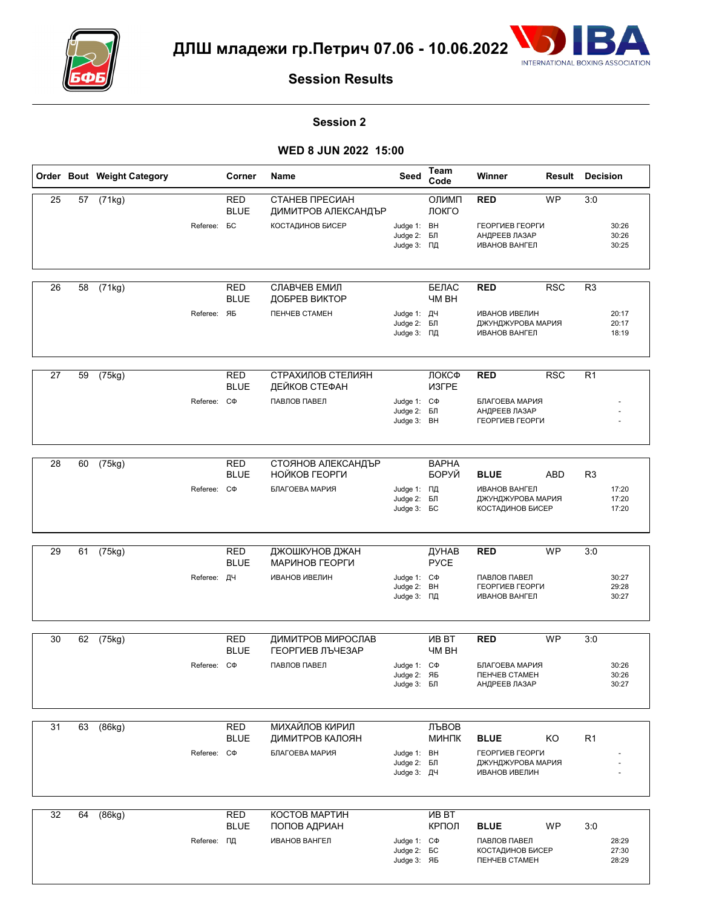# ДЛШ младежи гр.Петрич 07.06 - 10.06.2022

## Session Results

### Session 2

### WED 8 JUN 2022 15:00

| Order | Bout | Weight Category | Corner | Name | Seed | Team Code | Winner | Result | Decision |
|---|---|---|---|---|---|---|---|---|---|
| 25 | 57 | (71kg) | RED | СТАНЕВ ПРЕСИАН | | ОЛИМП | RED | WP | 3:0 |
| | | | BLUE | ДИМИТРОВ АЛЕКСАНДЪР | | ЛОКГО | | | |
| | | Referee: | БС | КОСТАДИНОВ БИСЕР | Judge 1: | ВН | ГЕОРГИЕВ ГЕОРГИ | | 30:26 |
| | | | | | Judge 2: | БЛ | АНДРЕЕВ ЛАЗАР | | 30:26 |
| | | | | | Judge 3: | ПД | ИВАНОВ ВАНГЕЛ | | 30:25 |
| 26 | 58 | (71kg) | RED | СЛАВЧЕВ ЕМИЛ | | БЕЛАС | RED | RSC | R3 |
| | | | BLUE | ДОБРЕВ ВИКТОР | | ЧМ ВН | | | |
| | | Referee: | ЯБ | ПЕНЧЕВ СТАМЕН | Judge 1: | ДЧ | ИВАНОВ ИВЕЛИН | | 20:17 |
| | | | | | Judge 2: | БЛ | ДЖУНДЖУРОВА МАРИЯ | | 20:17 |
| | | | | | Judge 3: | ПД | ИВАНОВ ВАНГЕЛ | | 18:19 |
| 27 | 59 | (75kg) | RED | СТРАХИЛОВ СТЕЛИЯН | | ЛОКСФ | RED | RSC | R1 |
| | | | BLUE | ДЕЙКОВ СТЕФАН | | ИЗГРЕ | | | |
| | | Referee: | СФ | ПАВЛОВ ПАВЕЛ | Judge 1: | СФ | БЛАГОЕВА МАРИЯ | | - |
| | | | | | Judge 2: | БЛ | АНДРЕЕВ ЛАЗАР | | - |
| | | | | | Judge 3: | ВН | ГЕОРГИЕВ ГЕОРГИ | | - |
| 28 | 60 | (75kg) | RED | СТОЯНОВ АЛЕКСАНДЪР | | ВАРНА | | | |
| | | | BLUE | НОЙКОВ ГЕОРГИ | | БОРУЙ | BLUE | ABD | R3 |
| | | Referee: | СФ | БЛАГОЕВА МАРИЯ | Judge 1: | ПД | ИВАНОВ ВАНГЕЛ | | 17:20 |
| | | | | | Judge 2: | БЛ | ДЖУНДЖУРОВА МАРИЯ | | 17:20 |
| | | | | | Judge 3: | БС | КОСТАДИНОВ БИСЕР | | 17:20 |
| 29 | 61 | (75kg) | RED | ДЖОШКУНОВ ДЖАН | | ДУНАВ | RED | WP | 3:0 |
| | | | BLUE | МАРИНОВ ГЕОРГИ | | РУСЕ | | | |
| | | Referee: | ДЧ | ИВАНОВ ИВЕЛИН | Judge 1: | СФ | ПАВЛОВ ПАВЕЛ | | 30:27 |
| | | | | | Judge 2: | ВН | ГЕОРГИЕВ ГЕОРГИ | | 29:28 |
| | | | | | Judge 3: | ПД | ИВАНОВ ВАНГЕЛ | | 30:27 |
| 30 | 62 | (75kg) | RED | ДИМИТРОВ МИРОСЛАВ | | ИВ ВТ | RED | WP | 3:0 |
| | | | BLUE | ГЕОРГИЕВ ЛЪЧЕЗАР | | ЧМ ВН | | | |
| | | Referee: | СФ | ПАВЛОВ ПАВЕЛ | Judge 1: | СФ | БЛАГОЕВА МАРИЯ | | 30:26 |
| | | | | | Judge 2: | ЯБ | ПЕНЧЕВ СТАМЕН | | 30:26 |
| | | | | | Judge 3: | БЛ | АНДРЕЕВ ЛАЗАР | | 30:27 |
| 31 | 63 | (86kg) | RED | МИХАЙЛОВ КИРИЛ | | ЛЪВОВ | | | |
| | | | BLUE | ДИМИТРОВ КАЛОЯН | | МИНПК | BLUE | KO | R1 |
| | | Referee: | СФ | БЛАГОЕВА МАРИЯ | Judge 1: | ВН | ГЕОРГИЕВ ГЕОРГИ | | - |
| | | | | | Judge 2: | БЛ | ДЖУНДЖУРОВА МАРИЯ | | - |
| | | | | | Judge 3: | ДЧ | ИВАНОВ ИВЕЛИН | | - |
| 32 | 64 | (86kg) | RED | КОСТОВ МАРТИН | | ИВ ВТ | | | |
| | | | BLUE | ПОПОВ АДРИАН | | КРПОЛ | BLUE | WP | 3:0 |
| | | Referee: | ПД | ИВАНОВ ВАНГЕЛ | Judge 1: | СФ | ПАВЛОВ ПАВЕЛ | | 28:29 |
| | | | | | Judge 2: | БС | КОСТАДИНОВ БИСЕР | | 27:30 |
| | | | | | Judge 3: | ЯБ | ПЕНЧЕВ СТАМЕН | | 28:29 |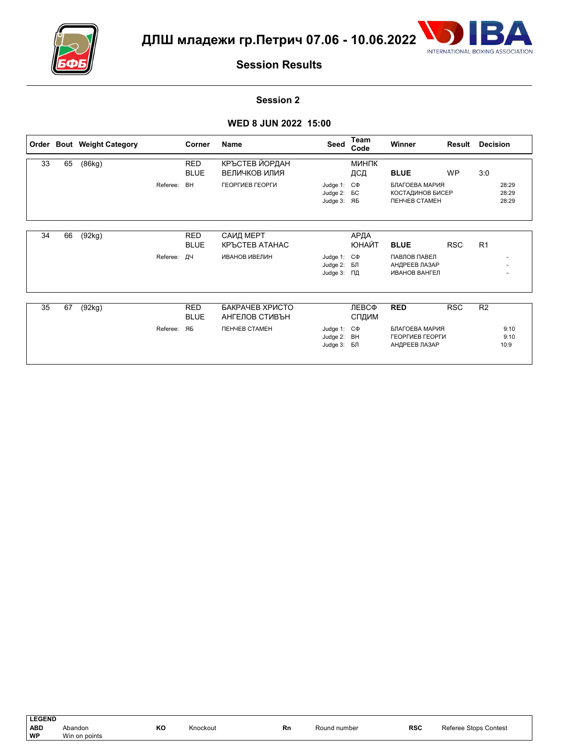# ДЛШ младежи гр.Петрич 07.06 - 10.06.2022

## Session Results

### Session 2

### WED 8 JUN 2022 15:00

| Order | Bout | Weight Category | Corner | Name | Seed | Team Code | Winner | Result | Decision |
|---|---|---|---|---|---|---|---|---|---|
| 33 | 65 | (86kg) | RED | КРЪСТЕВ ЙОРДАН | | МИНПК | | | |
| | | | BLUE | ВЕЛИЧКОВ ИЛИЯ | | ДСД | **BLUE** | WP | 3:0 |
| | | Referee: | ВН | ГЕОРГИЕВ ГЕОРГИ | Judge 1: | СФ | БЛАГОЕВА МАРИЯ | | 28:29 |
| | | | | | Judge 2: | БС | КОСТАДИНОВ БИСЕР | | 28:29 |
| | | | | | Judge 3: | ЯБ | ПЕНЧЕВ СТАМЕН | | 28:29 |
| 34 | 66 | (92kg) | RED | САИД МЕРТ | | АРДА | | | |
| | | | BLUE | КРЪСТЕВ АТАНАС | | ЮНАЙТ | **BLUE** | RSC | R1 |
| | | Referee: | ДЧ | ИВАНОВ ИВЕЛИН | Judge 1: | СФ | ПАВЛОВ ПАВЕЛ | | - |
| | | | | | Judge 2: | БЛ | АНДРЕЕВ ЛАЗАР | | - |
| | | | | | Judge 3: | ПД | ИВАНОВ ВАНГЕЛ | | - |
| 35 | 67 | (92kg) | RED | БАКРАЧЕВ ХРИСТО | | ЛЕВСФ | **RED** | RSC | R2 |
| | | | BLUE | АНГЕЛОВ СТИВЪН | | СПДИМ | | | |
| | | Referee: | ЯБ | ПЕНЧЕВ СТАМЕН | Judge 1: | СФ | БЛАГОЕВА МАРИЯ | | 9:10 |
| | | | | | Judge 2: | ВН | ГЕОРГИЕВ ГЕОРГИ | | 9:10 |
| | | | | | Judge 3: | БЛ | АНДРЕЕВ ЛАЗАР | | 10:9 |

**LEGEND**

| | | | | | | | |
|---|---|---|---|---|---|---|---|
| **ABD** | Abandon | **KO** | Knockout | **Rn** | Round number | **RSC** | Referee Stops Contest |
| **WP** | Win on points | | | | | | |